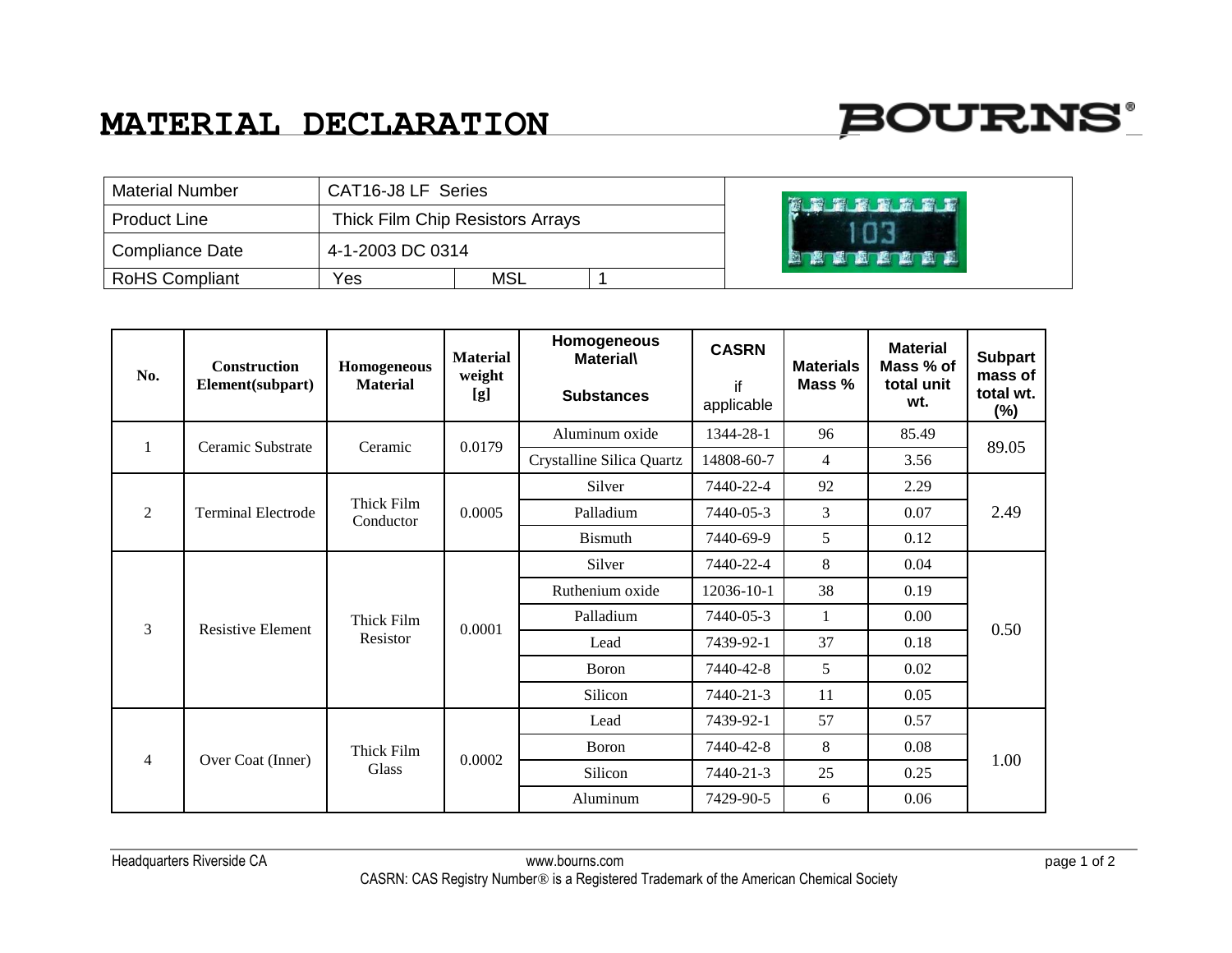# MATERIAL DECLARATION

BOURNS®

| Material Number | CAT16-J8 LF Series | | |
|---|---|---|---|
| Product Line | Thick Film Chip Resistors Arrays | | |
| Compliance Date | 4-1-2003 DC 0314 | | |
| RoHS Compliant | Yes | MSL | 1 |

| No. | Construction Element(subpart) | Homogeneous Material | Material weight [g] | Homogeneous Material\ Substances | CASRN if applicable | Materials Mass % | Material Mass % of total unit wt. | Subpart mass of total wt. (%) |
|---|---|---|---|---|---|---|---|---|
| 1 | Ceramic Substrate | Ceramic | 0.0179 | Aluminum oxide | 1344-28-1 | 96 | 85.49 | 89.05 |
| | | | | Crystalline Silica Quartz | 14808-60-7 | 4 | 3.56 | |
| 2 | Terminal Electrode | Thick Film Conductor | 0.0005 | Silver | 7440-22-4 | 92 | 2.29 | 2.49 |
| | | | | Palladium | 7440-05-3 | 3 | 0.07 | |
| | | | | Bismuth | 7440-69-9 | 5 | 0.12 | |
| 3 | Resistive Element | Thick Film Resistor | 0.0001 | Silver | 7440-22-4 | 8 | 0.04 | 0.50 |
| | | | | Ruthenium oxide | 12036-10-1 | 38 | 0.19 | |
| | | | | Palladium | 7440-05-3 | 1 | 0.00 | |
| | | | | Lead | 7439-92-1 | 37 | 0.18 | |
| | | | | Boron | 7440-42-8 | 5 | 0.02 | |
| | | | | Silicon | 7440-21-3 | 11 | 0.05 | |
| 4 | Over Coat (Inner) | Thick Film Glass | 0.0002 | Lead | 7439-92-1 | 57 | 0.57 | 1.00 |
| | | | | Boron | 7440-42-8 | 8 | 0.08 | |
| | | | | Silicon | 7440-21-3 | 25 | 0.25 | |
| | | | | Aluminum | 7429-90-5 | 6 | 0.06 | |

Headquarters Riverside CA www.bourns.com

CASRN: CAS Registry Number® is a Registered Trademark of the American Chemical Society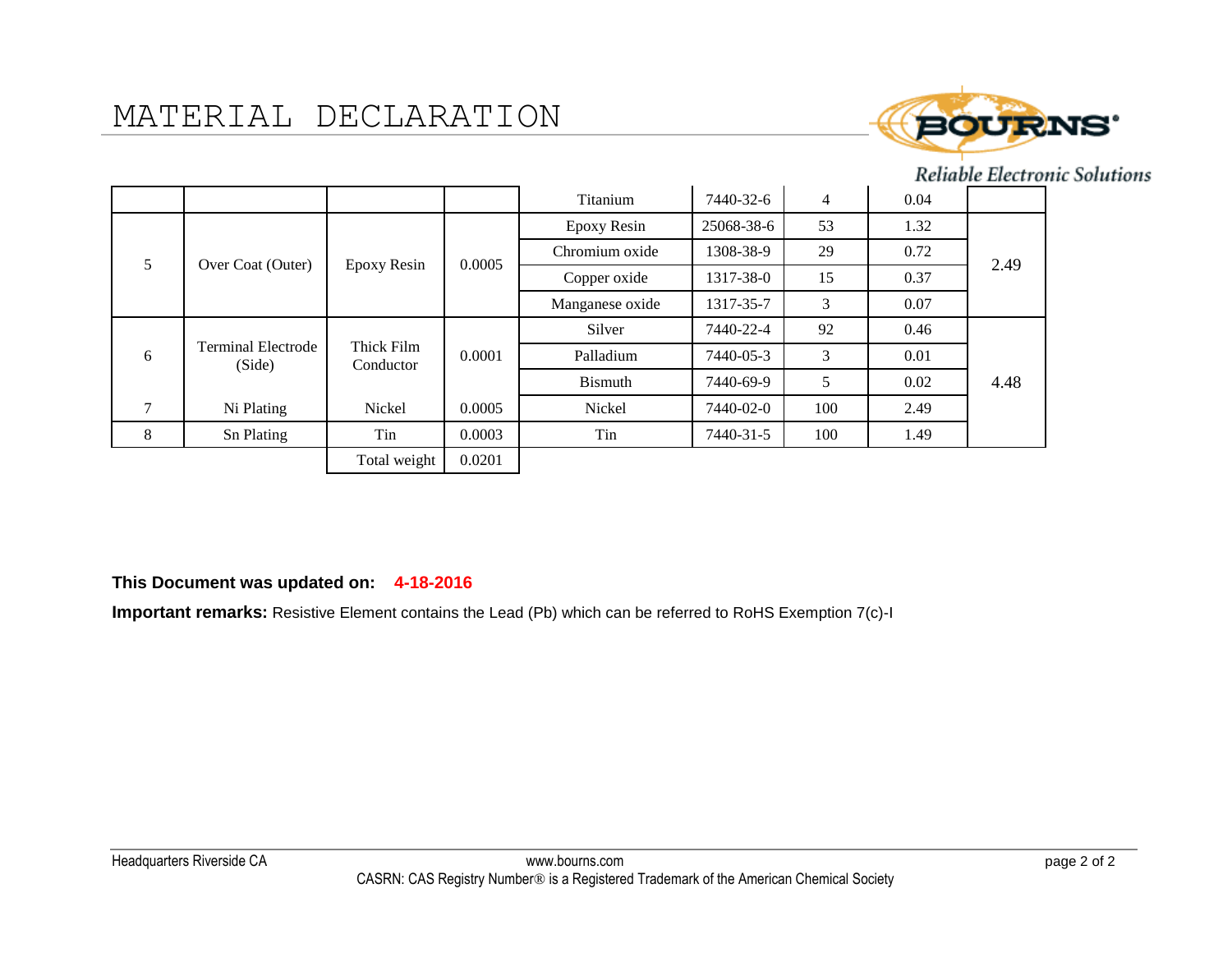# MATERIAL DECLARATION

| | | | | | | | | |
|---|---|---|---|---|---|---|---|---|
| | | | | Titanium | 7440-32-6 | 4 | 0.04 | |
| 5 | Over Coat (Outer) | Epoxy Resin | 0.0005 | Epoxy Resin | 25068-38-6 | 53 | 1.32 | 2.49 |
| | | | | Chromium oxide | 1308-38-9 | 29 | 0.72 | |
| | | | | Copper oxide | 1317-38-0 | 15 | 0.37 | |
| | | | | Manganese oxide | 1317-35-7 | 3 | 0.07 | |
| 6 | Terminal Electrode (Side) | Thick Film Conductor | 0.0001 | Silver | 7440-22-4 | 92 | 0.46 | 4.48 |
| | | | | Palladium | 7440-05-3 | 3 | 0.01 | |
| | | | | Bismuth | 7440-69-9 | 5 | 0.02 | |
| 7 | Ni Plating | Nickel | 0.0005 | Nickel | 7440-02-0 | 100 | 2.49 | |
| 8 | Sn Plating | Tin | 0.0003 | Tin | 7440-31-5 | 100 | 1.49 | |
| | | Total weight | 0.0201 | | | | | |

**This Document was updated on:** **4-18-2016**

**Important remarks:** Resistive Element contains the Lead (Pb) which can be referred to RoHS Exemption 7(c)-I

Headquarters Riverside CA www.bourns.com

CASRN: CAS Registry Number® is a Registered Trademark of the American Chemical Society